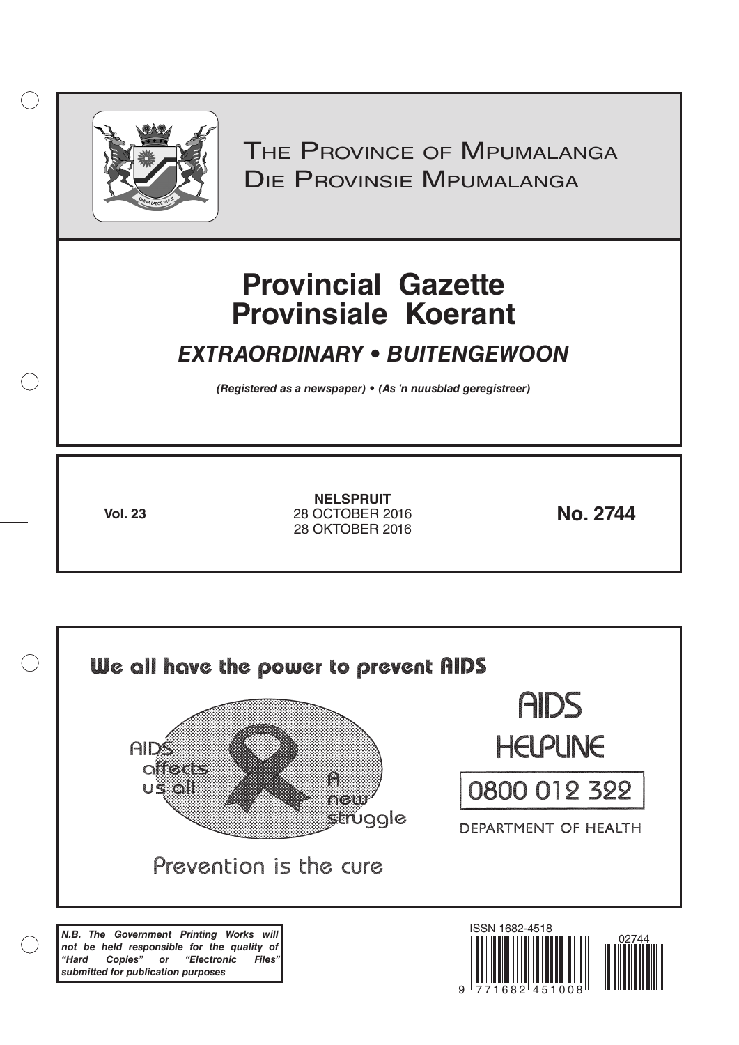# The Province of Mpumalanga
# Die Provinsie Mpumalanga

# Provincial Gazette
# Provinsiale Koerant

## *EXTRAORDINARY • BUITENGEWOON*

***(Registered as a newspaper) • (As 'n nuusblad geregistreer)***

**Vol. 23**

**NELSPRUIT**
28 OCTOBER 2016
28 OKTOBER 2016

**No. 2744**

We all have the power to prevent AIDS

AIDS affects us all

A new struggle

Prevention is the cure

AIDS HELPLINE

0800 012 322

DEPARTMENT OF HEALTH

***N.B. The Government Printing Works will not be held responsible for the quality of "Hard Copies" or "Electronic Files" submitted for publication purposes***

ISSN 1682-4518

02744

9 771682 451008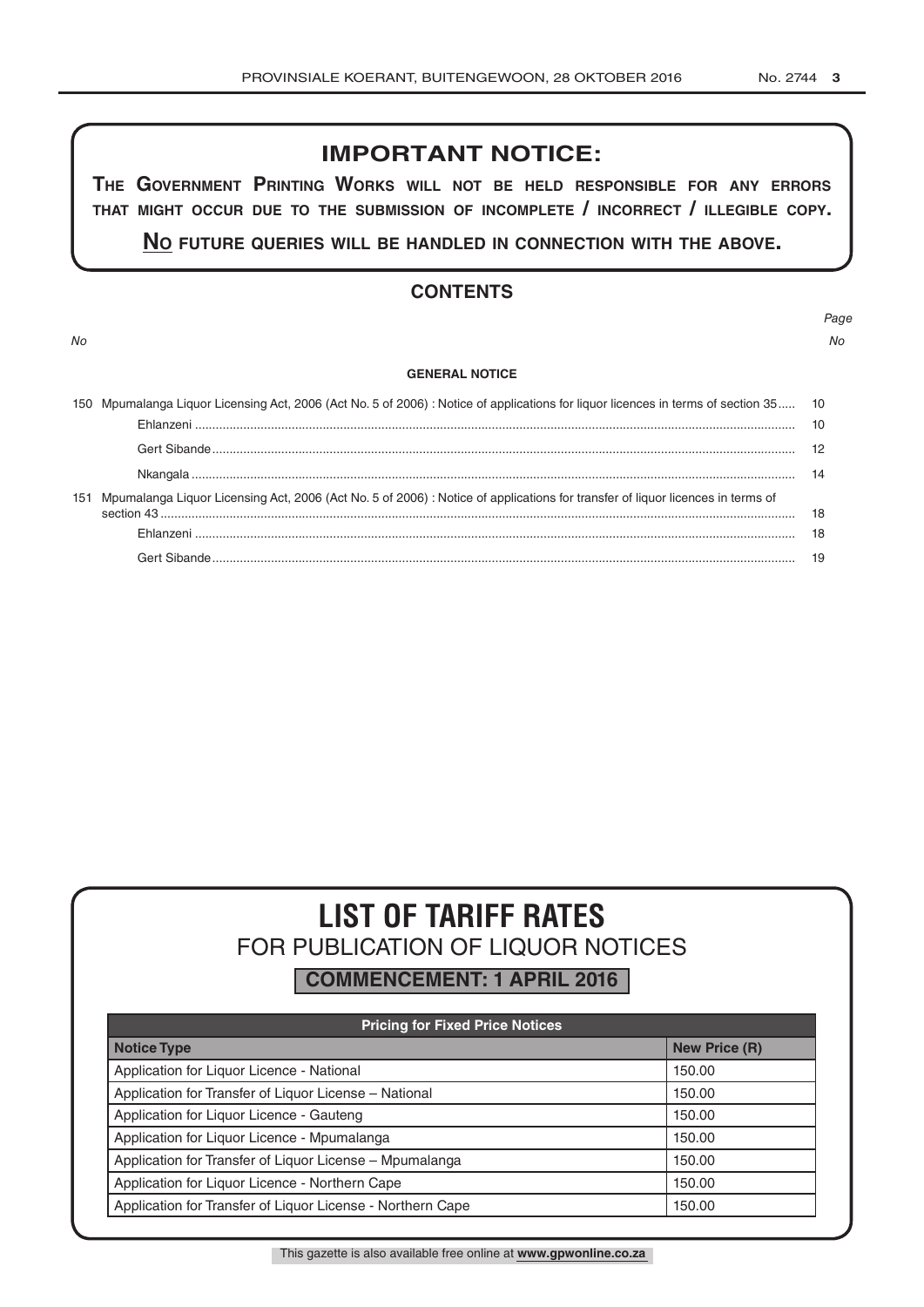## IMPORTANT NOTICE:

**THE GOVERNMENT PRINTING WORKS WILL NOT BE HELD RESPONSIBLE FOR ANY ERRORS THAT MIGHT OCCUR DUE TO THE SUBMISSION OF INCOMPLETE / INCORRECT / ILLEGIBLE COPY.**

**NO FUTURE QUERIES WILL BE HANDLED IN CONNECTION WITH THE ABOVE.**

## CONTENTS

| No | | Page No |
|---|---|---|
| | **GENERAL NOTICE** | |
| 150 | Mpumalanga Liquor Licensing Act, 2006 (Act No. 5 of 2006) : Notice of applications for liquor licences in terms of section 35 | 10 |
| | Ehlanzeni | 10 |
| | Gert Sibande | 12 |
| | Nkangala | 14 |
| 151 | Mpumalanga Liquor Licensing Act, 2006 (Act No. 5 of 2006) : Notice of applications for transfer of liquor licences in terms of section 43 | 18 |
| | Ehlanzeni | 18 |
| | Gert Sibande | 19 |

# LIST OF TARIFF RATES
## FOR PUBLICATION OF LIQUOR NOTICES
### COMMENCEMENT: 1 APRIL 2016

| Pricing for Fixed Price Notices | |
|---|---|
| **Notice Type** | **New Price (R)** |
| Application for Liquor Licence - National | 150.00 |
| Application for Transfer of Liquor License – National | 150.00 |
| Application for Liquor Licence - Gauteng | 150.00 |
| Application for Liquor Licence - Mpumalanga | 150.00 |
| Application for Transfer of Liquor License – Mpumalanga | 150.00 |
| Application for Liquor Licence - Northern Cape | 150.00 |
| Application for Transfer of Liquor License - Northern Cape | 150.00 |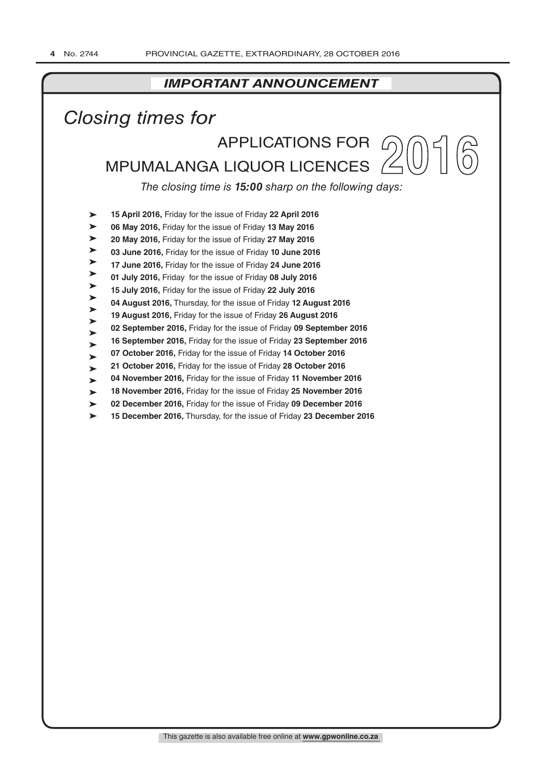## *IMPORTANT ANNOUNCEMENT*

# *Closing times for*

## APPLICATIONS FOR MPUMALANGA LIQUOR LICENCES 2016

*The closing time is **15:00** sharp on the following days:*

- **15 April 2016,** Friday for the issue of Friday **22 April 2016**
- **06 May 2016,** Friday for the issue of Friday **13 May 2016**
- **20 May 2016,** Friday for the issue of Friday **27 May 2016**
- **03 June 2016,** Friday for the issue of Friday **10 June 2016**
- **17 June 2016,** Friday for the issue of Friday **24 June 2016**
- **01 July 2016,** Friday for the issue of Friday **08 July 2016**
- **15 July 2016,** Friday for the issue of Friday **22 July 2016**
- **04 August 2016,** Thursday, for the issue of Friday **12 August 2016**
- **19 August 2016,** Friday for the issue of Friday **26 August 2016**
- **02 September 2016,** Friday for the issue of Friday **09 September 2016**
- **16 September 2016,** Friday for the issue of Friday **23 September 2016**
- **07 October 2016,** Friday for the issue of Friday **14 October 2016**
- **21 October 2016,** Friday for the issue of Friday **28 October 2016**
- **04 November 2016,** Friday for the issue of Friday **11 November 2016**
- **18 November 2016,** Friday for the issue of Friday **25 November 2016**
- **02 December 2016,** Friday for the issue of Friday **09 December 2016**
- **15 December 2016,** Thursday, for the issue of Friday **23 December 2016**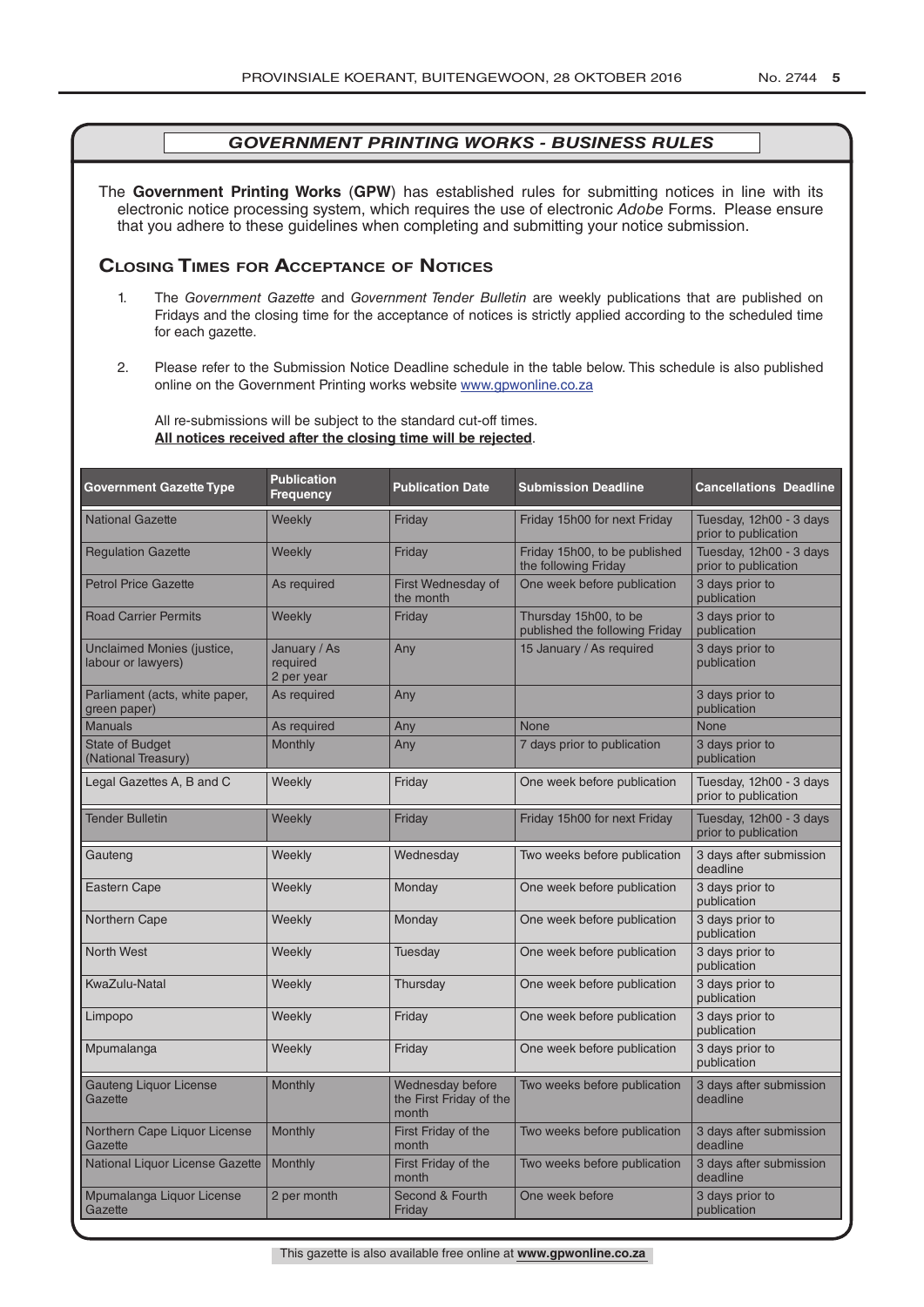## *GOVERNMENT PRINTING WORKS - BUSINESS RULES*

The **Government Printing Works** (**GPW**) has established rules for submitting notices in line with its electronic notice processing system, which requires the use of electronic *Adobe* Forms. Please ensure that you adhere to these guidelines when completing and submitting your notice submission.

### Closing Times for Acceptance of Notices

1. The *Government Gazette* and *Government Tender Bulletin* are weekly publications that are published on Fridays and the closing time for the acceptance of notices is strictly applied according to the scheduled time for each gazette.

2. Please refer to the Submission Notice Deadline schedule in the table below. This schedule is also published online on the Government Printing works website www.gpwonline.co.za

   All re-submissions will be subject to the standard cut-off times.
   **All notices received after the closing time will be rejected**.

| Government Gazette Type | Publication Frequency | Publication Date | Submission Deadline | Cancellations Deadline |
|---|---|---|---|---|
| National Gazette | Weekly | Friday | Friday 15h00 for next Friday | Tuesday, 12h00 - 3 days prior to publication |
| Regulation Gazette | Weekly | Friday | Friday 15h00, to be published the following Friday | Tuesday, 12h00 - 3 days prior to publication |
| Petrol Price Gazette | As required | First Wednesday of the month | One week before publication | 3 days prior to publication |
| Road Carrier Permits | Weekly | Friday | Thursday 15h00, to be published the following Friday | 3 days prior to publication |
| Unclaimed Monies (justice, labour or lawyers) | January / As required 2 per year | Any | 15 January / As required | 3 days prior to publication |
| Parliament (acts, white paper, green paper) | As required | Any | | 3 days prior to publication |
| Manuals | As required | Any | None | None |
| State of Budget (National Treasury) | Monthly | Any | 7 days prior to publication | 3 days prior to publication |
| Legal Gazettes A, B and C | Weekly | Friday | One week before publication | Tuesday, 12h00 - 3 days prior to publication |
| Tender Bulletin | Weekly | Friday | Friday 15h00 for next Friday | Tuesday, 12h00 - 3 days prior to publication |
| Gauteng | Weekly | Wednesday | Two weeks before publication | 3 days after submission deadline |
| Eastern Cape | Weekly | Monday | One week before publication | 3 days prior to publication |
| Northern Cape | Weekly | Monday | One week before publication | 3 days prior to publication |
| North West | Weekly | Tuesday | One week before publication | 3 days prior to publication |
| KwaZulu-Natal | Weekly | Thursday | One week before publication | 3 days prior to publication |
| Limpopo | Weekly | Friday | One week before publication | 3 days prior to publication |
| Mpumalanga | Weekly | Friday | One week before publication | 3 days prior to publication |
| Gauteng Liquor License Gazette | Monthly | Wednesday before the First Friday of the month | Two weeks before publication | 3 days after submission deadline |
| Northern Cape Liquor License Gazette | Monthly | First Friday of the month | Two weeks before publication | 3 days after submission deadline |
| National Liquor License Gazette | Monthly | First Friday of the month | Two weeks before publication | 3 days after submission deadline |
| Mpumalanga Liquor License Gazette | 2 per month | Second & Fourth Friday | One week before | 3 days prior to publication |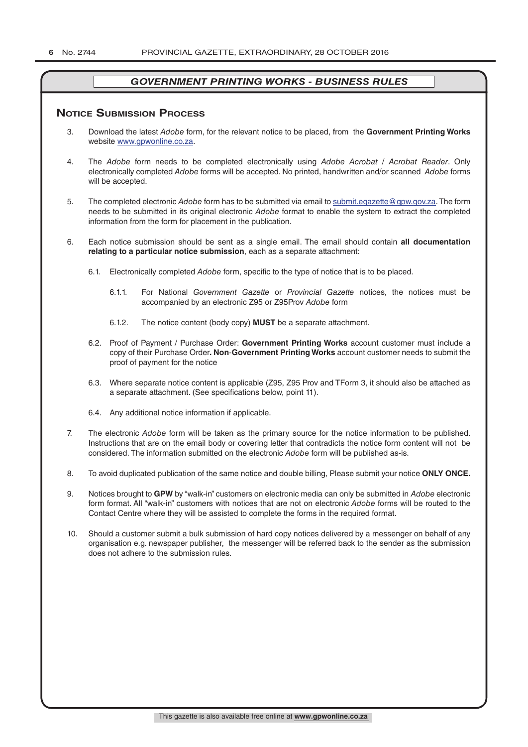## GOVERNMENT PRINTING WORKS - BUSINESS RULES

### Notice Submission Process

3. Download the latest *Adobe* form, for the relevant notice to be placed, from the **Government Printing Works** website www.gpwonline.co.za.

4. The *Adobe* form needs to be completed electronically using *Adobe Acrobat* / *Acrobat Reader*. Only electronically completed *Adobe* forms will be accepted. No printed, handwritten and/or scanned *Adobe* forms will be accepted.

5. The completed electronic *Adobe* form has to be submitted via email to submit.egazette@gpw.gov.za. The form needs to be submitted in its original electronic *Adobe* format to enable the system to extract the completed information from the form for placement in the publication.

6. Each notice submission should be sent as a single email. The email should contain **all documentation relating to a particular notice submission**, each as a separate attachment:

   6.1. Electronically completed *Adobe* form, specific to the type of notice that is to be placed.

      6.1.1. For National *Government Gazette* or *Provincial Gazette* notices, the notices must be accompanied by an electronic Z95 or Z95Prov *Adobe* form

      6.1.2. The notice content (body copy) **MUST** be a separate attachment.

   6.2. Proof of Payment / Purchase Order: **Government Printing Works** account customer must include a copy of their Purchase Order**. Non**-**Government Printing Works** account customer needs to submit the proof of payment for the notice

   6.3. Where separate notice content is applicable (Z95, Z95 Prov and TForm 3, it should also be attached as a separate attachment. (See specifications below, point 11).

   6.4. Any additional notice information if applicable.

7. The electronic *Adobe* form will be taken as the primary source for the notice information to be published. Instructions that are on the email body or covering letter that contradicts the notice form content will not be considered. The information submitted on the electronic *Adobe* form will be published as-is.

8. To avoid duplicated publication of the same notice and double billing, Please submit your notice **ONLY ONCE.**

9. Notices brought to **GPW** by "walk-in" customers on electronic media can only be submitted in *Adobe* electronic form format. All "walk-in" customers with notices that are not on electronic *Adobe* forms will be routed to the Contact Centre where they will be assisted to complete the forms in the required format.

10. Should a customer submit a bulk submission of hard copy notices delivered by a messenger on behalf of any organisation e.g. newspaper publisher, the messenger will be referred back to the sender as the submission does not adhere to the submission rules.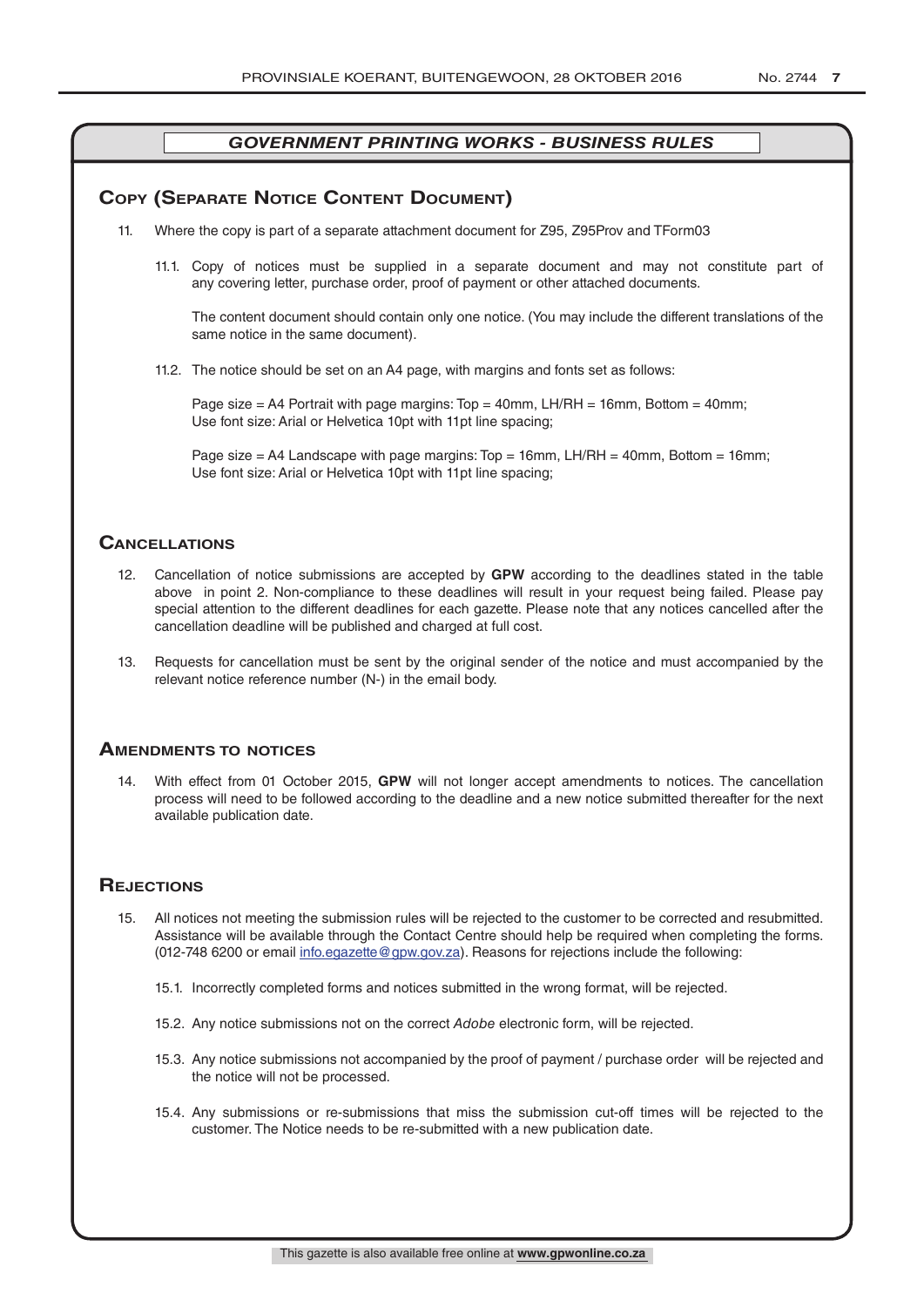## *GOVERNMENT PRINTING WORKS - BUSINESS RULES*

### Copy (Separate Notice Content Document)

11. Where the copy is part of a separate attachment document for Z95, Z95Prov and TForm03

    11.1. Copy of notices must be supplied in a separate document and may not constitute part of any covering letter, purchase order, proof of payment or other attached documents.

    The content document should contain only one notice. (You may include the different translations of the same notice in the same document).

    11.2. The notice should be set on an A4 page, with margins and fonts set as follows:

    Page size = A4 Portrait with page margins: Top = 40mm, LH/RH = 16mm, Bottom = 40mm;
    Use font size: Arial or Helvetica 10pt with 11pt line spacing;

    Page size = A4 Landscape with page margins: Top = 16mm, LH/RH = 40mm, Bottom = 16mm;
    Use font size: Arial or Helvetica 10pt with 11pt line spacing;

### Cancellations

12. Cancellation of notice submissions are accepted by **GPW** according to the deadlines stated in the table above in point 2. Non-compliance to these deadlines will result in your request being failed. Please pay special attention to the different deadlines for each gazette. Please note that any notices cancelled after the cancellation deadline will be published and charged at full cost.

13. Requests for cancellation must be sent by the original sender of the notice and must accompanied by the relevant notice reference number (N-) in the email body.

### Amendments to notices

14. With effect from 01 October 2015, **GPW** will not longer accept amendments to notices. The cancellation process will need to be followed according to the deadline and a new notice submitted thereafter for the next available publication date.

### Rejections

15. All notices not meeting the submission rules will be rejected to the customer to be corrected and resubmitted. Assistance will be available through the Contact Centre should help be required when completing the forms. (012-748 6200 or email info.egazette@gpw.gov.za). Reasons for rejections include the following:

    15.1. Incorrectly completed forms and notices submitted in the wrong format, will be rejected.

    15.2. Any notice submissions not on the correct *Adobe* electronic form, will be rejected.

    15.3. Any notice submissions not accompanied by the proof of payment / purchase order will be rejected and the notice will not be processed.

    15.4. Any submissions or re-submissions that miss the submission cut-off times will be rejected to the customer. The Notice needs to be re-submitted with a new publication date.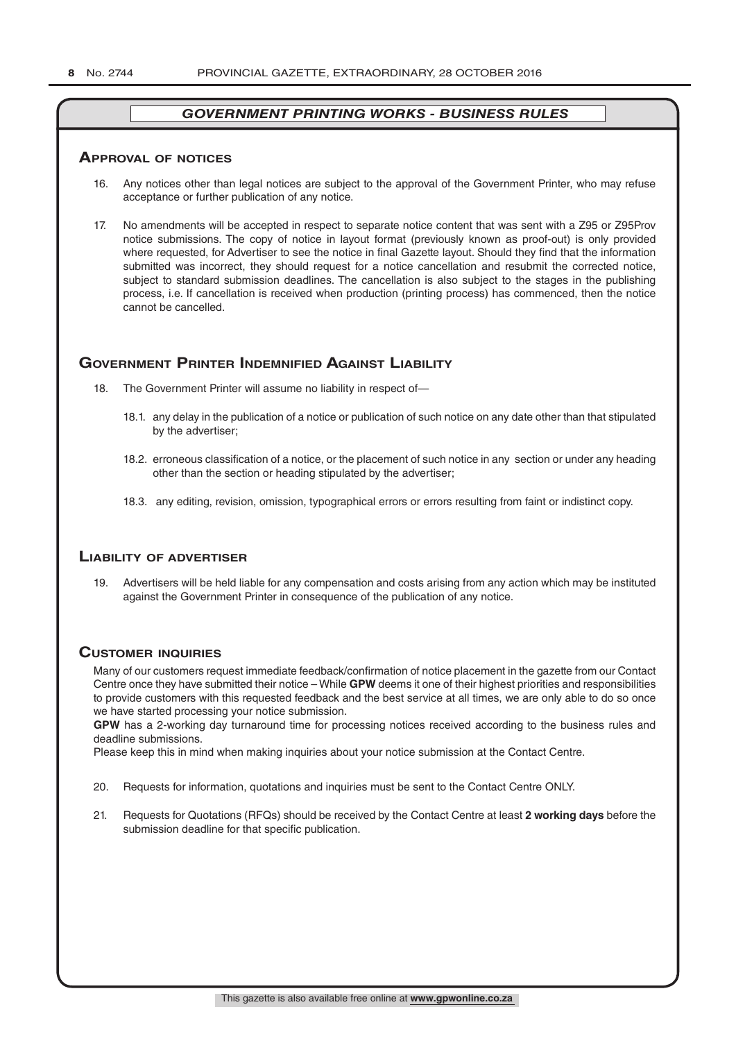## GOVERNMENT PRINTING WORKS - BUSINESS RULES

### Approval of notices

16. Any notices other than legal notices are subject to the approval of the Government Printer, who may refuse acceptance or further publication of any notice.

17. No amendments will be accepted in respect to separate notice content that was sent with a Z95 or Z95Prov notice submissions. The copy of notice in layout format (previously known as proof-out) is only provided where requested, for Advertiser to see the notice in final Gazette layout. Should they find that the information submitted was incorrect, they should request for a notice cancellation and resubmit the corrected notice, subject to standard submission deadlines. The cancellation is also subject to the stages in the publishing process, i.e. If cancellation is received when production (printing process) has commenced, then the notice cannot be cancelled.

### Government Printer Indemnified Against Liability

18. The Government Printer will assume no liability in respect of—

    18.1. any delay in the publication of a notice or publication of such notice on any date other than that stipulated by the advertiser;

    18.2. erroneous classification of a notice, or the placement of such notice in any section or under any heading other than the section or heading stipulated by the advertiser;

    18.3. any editing, revision, omission, typographical errors or errors resulting from faint or indistinct copy.

### Liability of advertiser

19. Advertisers will be held liable for any compensation and costs arising from any action which may be instituted against the Government Printer in consequence of the publication of any notice.

### Customer inquiries

Many of our customers request immediate feedback/confirmation of notice placement in the gazette from our Contact Centre once they have submitted their notice – While **GPW** deems it one of their highest priorities and responsibilities to provide customers with this requested feedback and the best service at all times, we are only able to do so once we have started processing your notice submission.

**GPW** has a 2-working day turnaround time for processing notices received according to the business rules and deadline submissions.

Please keep this in mind when making inquiries about your notice submission at the Contact Centre.

20. Requests for information, quotations and inquiries must be sent to the Contact Centre ONLY.

21. Requests for Quotations (RFQs) should be received by the Contact Centre at least **2 working days** before the submission deadline for that specific publication.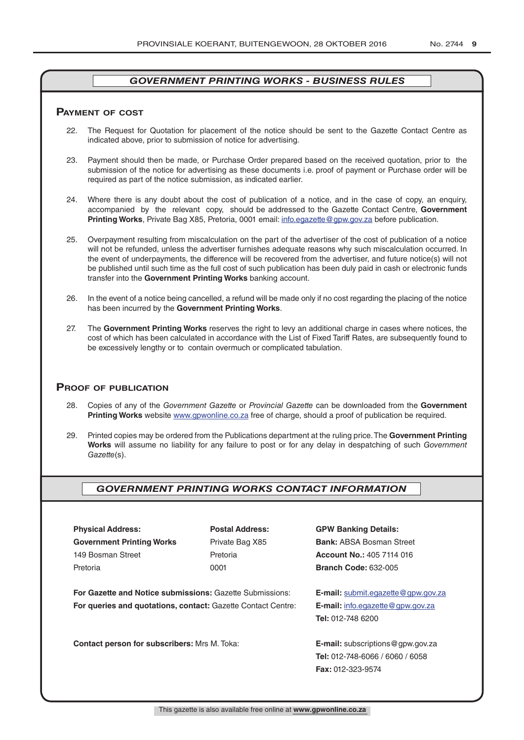## *GOVERNMENT PRINTING WORKS - BUSINESS RULES*

### Payment of cost

22. The Request for Quotation for placement of the notice should be sent to the Gazette Contact Centre as indicated above, prior to submission of notice for advertising.

23. Payment should then be made, or Purchase Order prepared based on the received quotation, prior to the submission of the notice for advertising as these documents i.e. proof of payment or Purchase order will be required as part of the notice submission, as indicated earlier.

24. Where there is any doubt about the cost of publication of a notice, and in the case of copy, an enquiry, accompanied by the relevant copy, should be addressed to the Gazette Contact Centre, **Government Printing Works**, Private Bag X85, Pretoria, 0001 email: info.egazette@gpw.gov.za before publication.

25. Overpayment resulting from miscalculation on the part of the advertiser of the cost of publication of a notice will not be refunded, unless the advertiser furnishes adequate reasons why such miscalculation occurred. In the event of underpayments, the difference will be recovered from the advertiser, and future notice(s) will not be published until such time as the full cost of such publication has been duly paid in cash or electronic funds transfer into the **Government Printing Works** banking account.

26. In the event of a notice being cancelled, a refund will be made only if no cost regarding the placing of the notice has been incurred by the **Government Printing Works**.

27. The **Government Printing Works** reserves the right to levy an additional charge in cases where notices, the cost of which has been calculated in accordance with the List of Fixed Tariff Rates, are subsequently found to be excessively lengthy or to contain overmuch or complicated tabulation.

### Proof of publication

28. Copies of any of the *Government Gazette* or *Provincial Gazette* can be downloaded from the **Government Printing Works** website www.gpwonline.co.za free of charge, should a proof of publication be required.

29. Printed copies may be ordered from the Publications department at the ruling price. The **Government Printing Works** will assume no liability for any failure to post or for any delay in despatching of such *Government Gazette*(s).

## *GOVERNMENT PRINTING WORKS CONTACT INFORMATION*

**Physical Address:**
**Government Printing Works**
149 Bosman Street
Pretoria

**Postal Address:**
Private Bag X85
Pretoria
0001

**GPW Banking Details:**
**Bank:** ABSA Bosman Street
**Account No.:** 405 7114 016
**Branch Code:** 632-005

**For Gazette and Notice submissions:** Gazette Submissions: **E-mail:** submit.egazette@gpw.gov.za

**For queries and quotations, contact:** Gazette Contact Centre: **E-mail:** info.egazette@gpw.gov.za
**Tel:** 012-748 6200

**Contact person for subscribers:** Mrs M. Toka: **E-mail:** subscriptions@gpw.gov.za
**Tel:** 012-748-6066 / 6060 / 6058
**Fax:** 012-323-9574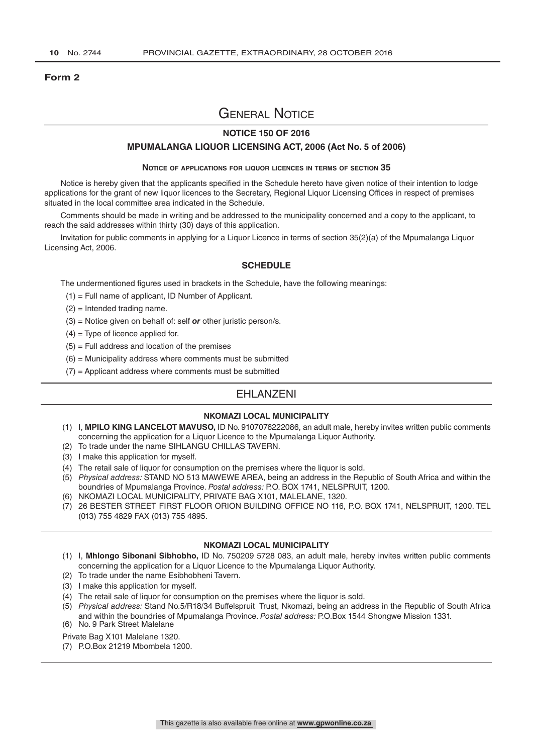**Form 2**

# General Notice

## NOTICE 150 OF 2016

### MPUMALANGA LIQUOR LICENSING ACT, 2006 (Act No. 5 of 2006)

**Notice of applications for liquor licences in terms of section 35**

Notice is hereby given that the applicants specified in the Schedule hereto have given notice of their intention to lodge applications for the grant of new liquor licences to the Secretary, Regional Liquor Licensing Offices in respect of premises situated in the local committee area indicated in the Schedule.

Comments should be made in writing and be addressed to the municipality concerned and a copy to the applicant, to reach the said addresses within thirty (30) days of this application.

Invitation for public comments in applying for a Liquor Licence in terms of section 35(2)(a) of the Mpumalanga Liquor Licensing Act, 2006.

### SCHEDULE

The undermentioned figures used in brackets in the Schedule, have the following meanings:

(1) = Full name of applicant, ID Number of Applicant.

(2) = Intended trading name.

(3) = Notice given on behalf of: self ***or*** other juristic person/s.

(4) = Type of licence applied for.

(5) = Full address and location of the premises

(6) = Municipality address where comments must be submitted

(7) = Applicant address where comments must be submitted

## EHLANZENI

**NKOMAZI LOCAL MUNICIPALITY**

(1) I, **MPILO KING LANCELOT MAVUSO,** ID No. 9107076222086, an adult male, hereby invites written public comments concerning the application for a Liquor Licence to the Mpumalanga Liquor Authority.

(2) To trade under the name SIHLANGU CHILLAS TAVERN.

(3) I make this application for myself.

(4) The retail sale of liquor for consumption on the premises where the liquor is sold.

(5) *Physical address:* STAND NO 513 MAWEWE AREA, being an address in the Republic of South Africa and within the boundries of Mpumalanga Province. *Postal address:* P.O. BOX 1741, NELSPRUIT, 1200.

(6) NKOMAZI LOCAL MUNICIPALITY, PRIVATE BAG X101, MALELANE, 1320.

(7) 26 BESTER STREET FIRST FLOOR ORION BUILDING OFFICE NO 116, P.O. BOX 1741, NELSPRUIT, 1200. TEL (013) 755 4829 FAX (013) 755 4895.

**NKOMAZI LOCAL MUNICIPALITY**

(1) I, **Mhlongo Sibonani Sibhobho,** ID No. 750209 5728 083, an adult male, hereby invites written public comments concerning the application for a Liquor Licence to the Mpumalanga Liquor Authority.

(2) To trade under the name Esibhobheni Tavern.

(3) I make this application for myself.

(4) The retail sale of liquor for consumption on the premises where the liquor is sold.

(5) *Physical address:* Stand No.5/R18/34 Buffelspruit Trust, Nkomazi, being an address in the Republic of South Africa and within the boundries of Mpumalanga Province. *Postal address:* P.O.Box 1544 Shongwe Mission 1331.

(6) No. 9 Park Street Malelane

Private Bag X101 Malelane 1320.

(7) P.O.Box 21219 Mbombela 1200.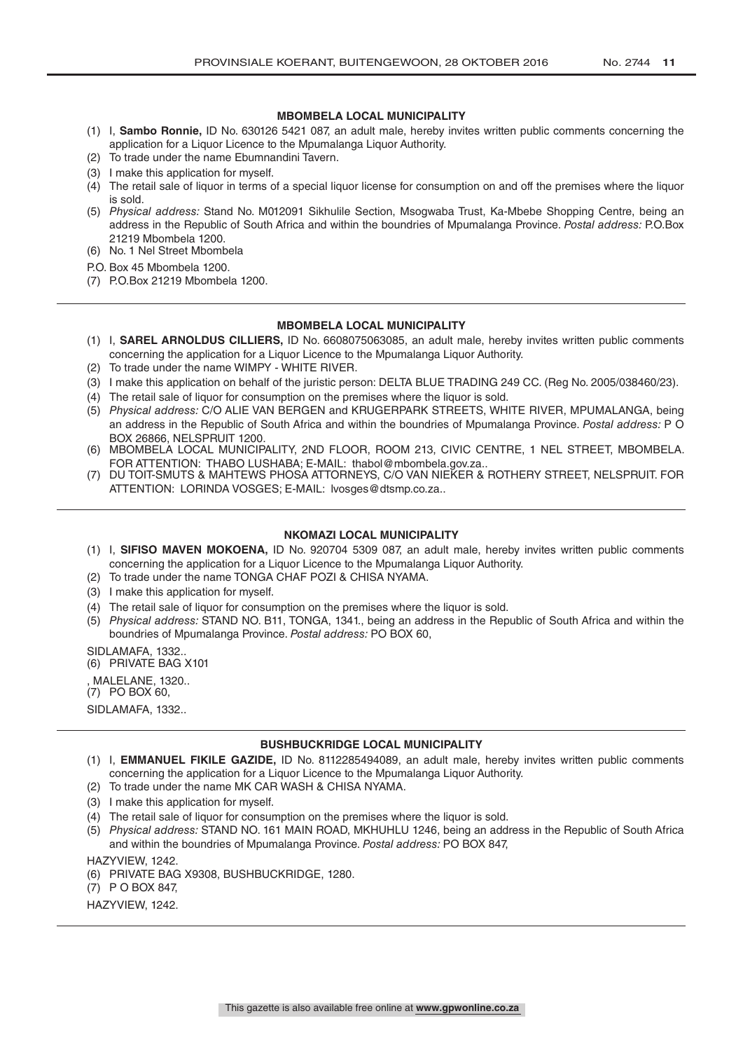**MBOMBELA LOCAL MUNICIPALITY**

(1) I, **Sambo Ronnie,** ID No. 630126 5421 087, an adult male, hereby invites written public comments concerning the application for a Liquor Licence to the Mpumalanga Liquor Authority.
(2) To trade under the name Ebumnandini Tavern.
(3) I make this application for myself.
(4) The retail sale of liquor in terms of a special liquor license for consumption on and off the premises where the liquor is sold.
(5) *Physical address:* Stand No. M012091 Sikhulile Section, Msogwaba Trust, Ka-Mbebe Shopping Centre, being an address in the Republic of South Africa and within the boundries of Mpumalanga Province. *Postal address:* P.O.Box 21219 Mbombela 1200.
(6) No. 1 Nel Street Mbombela

P.O. Box 45 Mbombela 1200.

(7) P.O.Box 21219 Mbombela 1200.

---

**MBOMBELA LOCAL MUNICIPALITY**

(1) I, **SAREL ARNOLDUS CILLIERS,** ID No. 6608075063085, an adult male, hereby invites written public comments concerning the application for a Liquor Licence to the Mpumalanga Liquor Authority.
(2) To trade under the name WIMPY - WHITE RIVER.
(3) I make this application on behalf of the juristic person: DELTA BLUE TRADING 249 CC. (Reg No. 2005/038460/23).
(4) The retail sale of liquor for consumption on the premises where the liquor is sold.
(5) *Physical address:* C/O ALIE VAN BERGEN and KRUGERPARK STREETS, WHITE RIVER, MPUMALANGA, being an address in the Republic of South Africa and within the boundries of Mpumalanga Province. *Postal address:* P O BOX 26866, NELSPRUIT 1200.
(6) MBOMBELA LOCAL MUNICIPALITY, 2ND FLOOR, ROOM 213, CIVIC CENTRE, 1 NEL STREET, MBOMBELA. FOR ATTENTION: THABO LUSHABA; E-MAIL: thabol@mbombela.gov.za..
(7) DU TOIT-SMUTS & MAHTEWS PHOSA ATTORNEYS, C/O VAN NIEKER & ROTHERY STREET, NELSPRUIT. FOR ATTENTION: LORINDA VOSGES; E-MAIL: lvosges@dtsmp.co.za..

---

**NKOMAZI LOCAL MUNICIPALITY**

(1) I, **SIFISO MAVEN MOKOENA,** ID No. 920704 5309 087, an adult male, hereby invites written public comments concerning the application for a Liquor Licence to the Mpumalanga Liquor Authority.
(2) To trade under the name TONGA CHAF POZI & CHISA NYAMA.
(3) I make this application for myself.
(4) The retail sale of liquor for consumption on the premises where the liquor is sold.
(5) *Physical address:* STAND NO. B11, TONGA, 1341., being an address in the Republic of South Africa and within the boundries of Mpumalanga Province. *Postal address:* PO BOX 60,

SIDLAMAFA, 1332..

(6) PRIVATE BAG X101

, MALELANE, 1320..

(7) PO BOX 60,

SIDLAMAFA, 1332..

---

**BUSHBUCKRIDGE LOCAL MUNICIPALITY**

(1) I, **EMMANUEL FIKILE GAZIDE,** ID No. 8112285494089, an adult male, hereby invites written public comments concerning the application for a Liquor Licence to the Mpumalanga Liquor Authority.
(2) To trade under the name MK CAR WASH & CHISA NYAMA.
(3) I make this application for myself.
(4) The retail sale of liquor for consumption on the premises where the liquor is sold.
(5) *Physical address:* STAND NO. 161 MAIN ROAD, MKHUHLU 1246, being an address in the Republic of South Africa and within the boundries of Mpumalanga Province. *Postal address:* PO BOX 847,

HAZYVIEW, 1242.

(6) PRIVATE BAG X9308, BUSHBUCKRIDGE, 1280.
(7) P O BOX 847,

HAZYVIEW, 1242.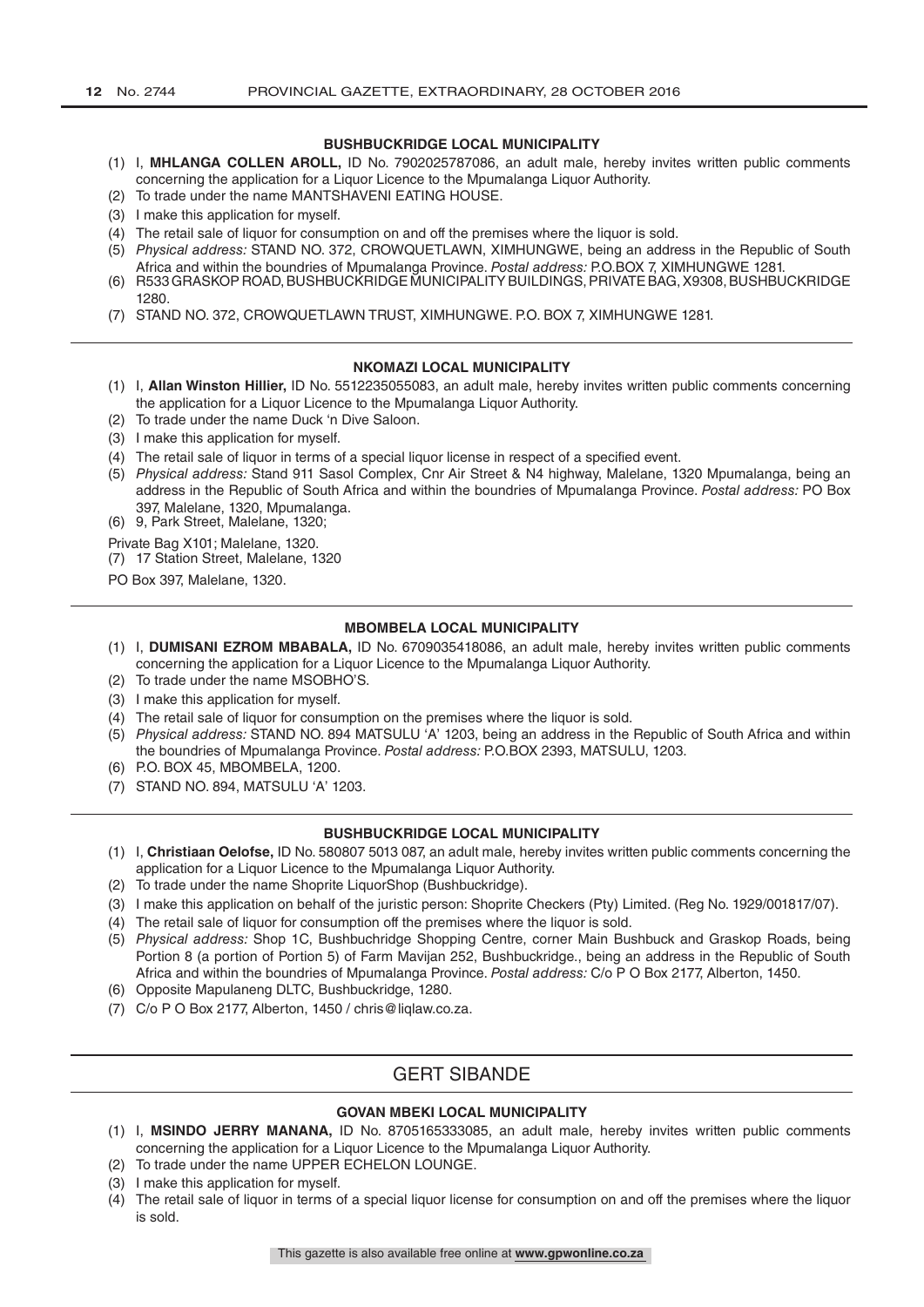### BUSHBUCKRIDGE LOCAL MUNICIPALITY

(1) I, **MHLANGA COLLEN AROLL,** ID No. 7902025787086, an adult male, hereby invites written public comments concerning the application for a Liquor Licence to the Mpumalanga Liquor Authority.
(2) To trade under the name MANTSHAVENI EATING HOUSE.
(3) I make this application for myself.
(4) The retail sale of liquor for consumption on and off the premises where the liquor is sold.
(5) *Physical address:* STAND NO. 372, CROWQUETLAWN, XIMHUNGWE, being an address in the Republic of South Africa and within the boundries of Mpumalanga Province. *Postal address:* P.O.BOX 7, XIMHUNGWE 1281.
(6) R533 GRASKOP ROAD, BUSHBUCKRIDGE MUNICIPALITY BUILDINGS, PRIVATE BAG, X9308, BUSHBUCKRIDGE 1280.
(7) STAND NO. 372, CROWQUETLAWN TRUST, XIMHUNGWE. P.O. BOX 7, XIMHUNGWE 1281.

### NKOMAZI LOCAL MUNICIPALITY

(1) I, **Allan Winston Hillier,** ID No. 5512235055083, an adult male, hereby invites written public comments concerning the application for a Liquor Licence to the Mpumalanga Liquor Authority.
(2) To trade under the name Duck 'n Dive Saloon.
(3) I make this application for myself.
(4) The retail sale of liquor in terms of a special liquor license in respect of a specified event.
(5) *Physical address:* Stand 911 Sasol Complex, Cnr Air Street & N4 highway, Malelane, 1320 Mpumalanga, being an address in the Republic of South Africa and within the boundries of Mpumalanga Province. *Postal address:* PO Box 397, Malelane, 1320, Mpumalanga.
(6) 9, Park Street, Malelane, 1320;

Private Bag X101; Malelane, 1320.

(7) 17 Station Street, Malelane, 1320

PO Box 397, Malelane, 1320.

### MBOMBELA LOCAL MUNICIPALITY

(1) I, **DUMISANI EZROM MBABALA,** ID No. 6709035418086, an adult male, hereby invites written public comments concerning the application for a Liquor Licence to the Mpumalanga Liquor Authority.
(2) To trade under the name MSOBHO'S.
(3) I make this application for myself.
(4) The retail sale of liquor for consumption on the premises where the liquor is sold.
(5) *Physical address:* STAND NO. 894 MATSULU 'A' 1203, being an address in the Republic of South Africa and within the boundries of Mpumalanga Province. *Postal address:* P.O.BOX 2393, MATSULU, 1203.
(6) P.O. BOX 45, MBOMBELA, 1200.
(7) STAND NO. 894, MATSULU 'A' 1203.

### BUSHBUCKRIDGE LOCAL MUNICIPALITY

(1) I, **Christiaan Oelofse,** ID No. 580807 5013 087, an adult male, hereby invites written public comments concerning the application for a Liquor Licence to the Mpumalanga Liquor Authority.
(2) To trade under the name Shoprite LiquorShop (Bushbuckridge).
(3) I make this application on behalf of the juristic person: Shoprite Checkers (Pty) Limited. (Reg No. 1929/001817/07).
(4) The retail sale of liquor for consumption off the premises where the liquor is sold.
(5) *Physical address:* Shop 1C, Bushbuchridge Shopping Centre, corner Main Bushbuck and Graskop Roads, being Portion 8 (a portion of Portion 5) of Farm Mavijan 252, Bushbuckridge., being an address in the Republic of South Africa and within the boundries of Mpumalanga Province. *Postal address:* C/o P O Box 2177, Alberton, 1450.
(6) Opposite Mapulaneng DLTC, Bushbuckridge, 1280.
(7) C/o P O Box 2177, Alberton, 1450 / chris@liqlaw.co.za.

## GERT SIBANDE

### GOVAN MBEKI LOCAL MUNICIPALITY

(1) I, **MSINDO JERRY MANANA,** ID No. 8705165333085, an adult male, hereby invites written public comments concerning the application for a Liquor Licence to the Mpumalanga Liquor Authority.
(2) To trade under the name UPPER ECHELON LOUNGE.
(3) I make this application for myself.
(4) The retail sale of liquor in terms of a special liquor license for consumption on and off the premises where the liquor is sold.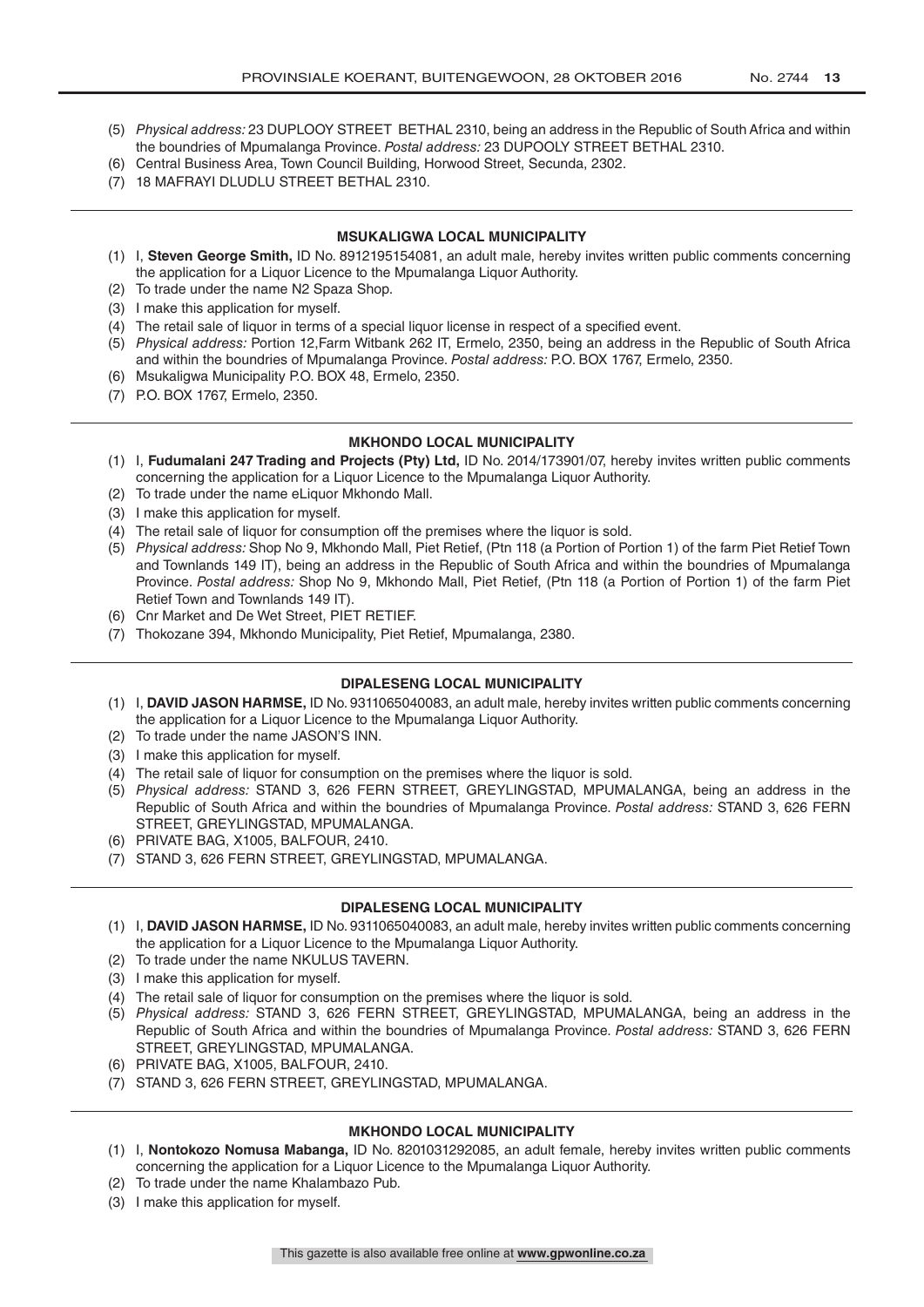(5) *Physical address:* 23 DUPLOOY STREET BETHAL 2310, being an address in the Republic of South Africa and within the boundries of Mpumalanga Province. *Postal address:* 23 DUPOOLY STREET BETHAL 2310.
(6) Central Business Area, Town Council Building, Horwood Street, Secunda, 2302.
(7) 18 MAFRAYI DLUDLU STREET BETHAL 2310.

---

**MSUKALIGWA LOCAL MUNICIPALITY**

(1) I, **Steven George Smith,** ID No. 8912195154081, an adult male, hereby invites written public comments concerning the application for a Liquor Licence to the Mpumalanga Liquor Authority.
(2) To trade under the name N2 Spaza Shop.
(3) I make this application for myself.
(4) The retail sale of liquor in terms of a special liquor license in respect of a specified event.
(5) *Physical address:* Portion 12,Farm Witbank 262 IT, Ermelo, 2350, being an address in the Republic of South Africa and within the boundries of Mpumalanga Province. *Postal address:* P.O. BOX 1767, Ermelo, 2350.
(6) Msukaligwa Municipality P.O. BOX 48, Ermelo, 2350.
(7) P.O. BOX 1767, Ermelo, 2350.

---

**MKHONDO LOCAL MUNICIPALITY**

(1) I, **Fudumalani 247 Trading and Projects (Pty) Ltd,** ID No. 2014/173901/07, hereby invites written public comments concerning the application for a Liquor Licence to the Mpumalanga Liquor Authority.
(2) To trade under the name eLiquor Mkhondo Mall.
(3) I make this application for myself.
(4) The retail sale of liquor for consumption off the premises where the liquor is sold.
(5) *Physical address:* Shop No 9, Mkhondo Mall, Piet Retief, (Ptn 118 (a Portion of Portion 1) of the farm Piet Retief Town and Townlands 149 IT), being an address in the Republic of South Africa and within the boundries of Mpumalanga Province. *Postal address:* Shop No 9, Mkhondo Mall, Piet Retief, (Ptn 118 (a Portion of Portion 1) of the farm Piet Retief Town and Townlands 149 IT).
(6) Cnr Market and De Wet Street, PIET RETIEF.
(7) Thokozane 394, Mkhondo Municipality, Piet Retief, Mpumalanga, 2380.

---

**DIPALESENG LOCAL MUNICIPALITY**

(1) I, **DAVID JASON HARMSE,** ID No. 9311065040083, an adult male, hereby invites written public comments concerning the application for a Liquor Licence to the Mpumalanga Liquor Authority.
(2) To trade under the name JASON'S INN.
(3) I make this application for myself.
(4) The retail sale of liquor for consumption on the premises where the liquor is sold.
(5) *Physical address:* STAND 3, 626 FERN STREET, GREYLINGSTAD, MPUMALANGA, being an address in the Republic of South Africa and within the boundries of Mpumalanga Province. *Postal address:* STAND 3, 626 FERN STREET, GREYLINGSTAD, MPUMALANGA.
(6) PRIVATE BAG, X1005, BALFOUR, 2410.
(7) STAND 3, 626 FERN STREET, GREYLINGSTAD, MPUMALANGA.

---

**DIPALESENG LOCAL MUNICIPALITY**

(1) I, **DAVID JASON HARMSE,** ID No. 9311065040083, an adult male, hereby invites written public comments concerning the application for a Liquor Licence to the Mpumalanga Liquor Authority.
(2) To trade under the name NKULUS TAVERN.
(3) I make this application for myself.
(4) The retail sale of liquor for consumption on the premises where the liquor is sold.
(5) *Physical address:* STAND 3, 626 FERN STREET, GREYLINGSTAD, MPUMALANGA, being an address in the Republic of South Africa and within the boundries of Mpumalanga Province. *Postal address:* STAND 3, 626 FERN STREET, GREYLINGSTAD, MPUMALANGA.
(6) PRIVATE BAG, X1005, BALFOUR, 2410.
(7) STAND 3, 626 FERN STREET, GREYLINGSTAD, MPUMALANGA.

---

**MKHONDO LOCAL MUNICIPALITY**

(1) I, **Nontokozo Nomusa Mabanga,** ID No. 8201031292085, an adult female, hereby invites written public comments concerning the application for a Liquor Licence to the Mpumalanga Liquor Authority.
(2) To trade under the name Khalambazo Pub.
(3) I make this application for myself.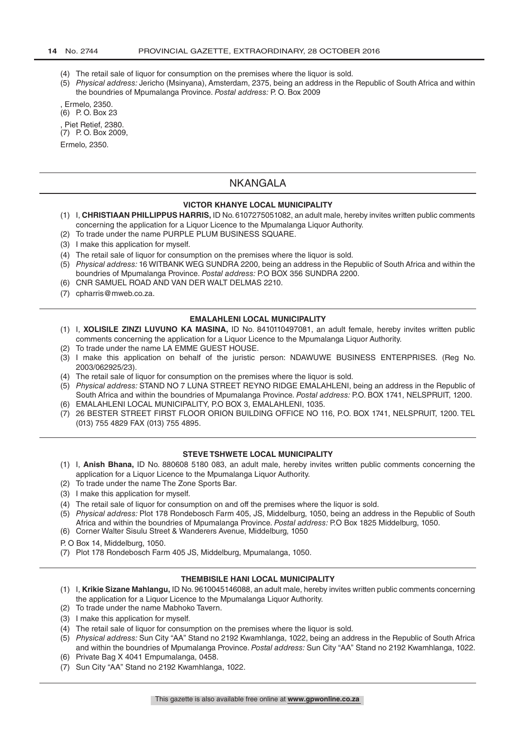(4) The retail sale of liquor for consumption on the premises where the liquor is sold.
(5) *Physical address:* Jericho (Msinyana), Amsterdam, 2375, being an address in the Republic of South Africa and within the boundries of Mpumalanga Province. *Postal address:* P. O. Box 2009

, Ermelo, 2350.
(6) P. O. Box 23

, Piet Retief, 2380.
(7) P. O. Box 2009,

Ermelo, 2350.

## NKANGALA

### VICTOR KHANYE LOCAL MUNICIPALITY

(1) I, **CHRISTIAAN PHILLIPPUS HARRIS,** ID No. 6107275051082, an adult male, hereby invites written public comments concerning the application for a Liquor Licence to the Mpumalanga Liquor Authority.
(2) To trade under the name PURPLE PLUM BUSINESS SQUARE.
(3) I make this application for myself.
(4) The retail sale of liquor for consumption on the premises where the liquor is sold.
(5) *Physical address:* 16 WITBANK WEG SUNDRA 2200, being an address in the Republic of South Africa and within the boundries of Mpumalanga Province. *Postal address:* P.O BOX 356 SUNDRA 2200.
(6) CNR SAMUEL ROAD AND VAN DER WALT DELMAS 2210.
(7) cpharris@mweb.co.za.

### EMALAHLENI LOCAL MUNICIPALITY

(1) I, **XOLISILE ZINZI LUVUNO KA MASINA,** ID No. 8410110497081, an adult female, hereby invites written public comments concerning the application for a Liquor Licence to the Mpumalanga Liquor Authority.
(2) To trade under the name LA EMME GUEST HOUSE.
(3) I make this application on behalf of the juristic person: NDAWUWE BUSINESS ENTERPRISES. (Reg No. 2003/062925/23).
(4) The retail sale of liquor for consumption on the premises where the liquor is sold.
(5) *Physical address:* STAND NO 7 LUNA STREET REYNO RIDGE EMALAHLENI, being an address in the Republic of South Africa and within the boundries of Mpumalanga Province. *Postal address:* P.O. BOX 1741, NELSPRUIT, 1200.
(6) EMALAHLENI LOCAL MUNICIPALITY, P.O BOX 3, EMALAHLENI, 1035.
(7) 26 BESTER STREET FIRST FLOOR ORION BUILDING OFFICE NO 116, P.O. BOX 1741, NELSPRUIT, 1200. TEL (013) 755 4829 FAX (013) 755 4895.

### STEVE TSHWETE LOCAL MUNICIPALITY

(1) I, **Anish Bhana,** ID No. 880608 5180 083, an adult male, hereby invites written public comments concerning the application for a Liquor Licence to the Mpumalanga Liquor Authority.
(2) To trade under the name The Zone Sports Bar.
(3) I make this application for myself.
(4) The retail sale of liquor for consumption on and off the premises where the liquor is sold.
(5) *Physical address:* Plot 178 Rondebosch Farm 405, JS, Middelburg, 1050, being an address in the Republic of South Africa and within the boundries of Mpumalanga Province. *Postal address:* P.O Box 1825 Middelburg, 1050.
(6) Corner Walter Sisulu Street & Wanderers Avenue, Middelburg, 1050

P. O Box 14, Middelburg, 1050.
(7) Plot 178 Rondebosch Farm 405 JS, Middelburg, Mpumalanga, 1050.

### THEMBISILE HANI LOCAL MUNICIPALITY

(1) I, **Krikie Sizane Mahlangu,** ID No. 9610045146088, an adult male, hereby invites written public comments concerning the application for a Liquor Licence to the Mpumalanga Liquor Authority.
(2) To trade under the name Mabhoko Tavern.
(3) I make this application for myself.
(4) The retail sale of liquor for consumption on the premises where the liquor is sold.
(5) *Physical address:* Sun City "AA" Stand no 2192 Kwamhlanga, 1022, being an address in the Republic of South Africa and within the boundries of Mpumalanga Province. *Postal address:* Sun City "AA" Stand no 2192 Kwamhlanga, 1022.
(6) Private Bag X 4041 Empumalanga, 0458.
(7) Sun City "AA" Stand no 2192 Kwamhlanga, 1022.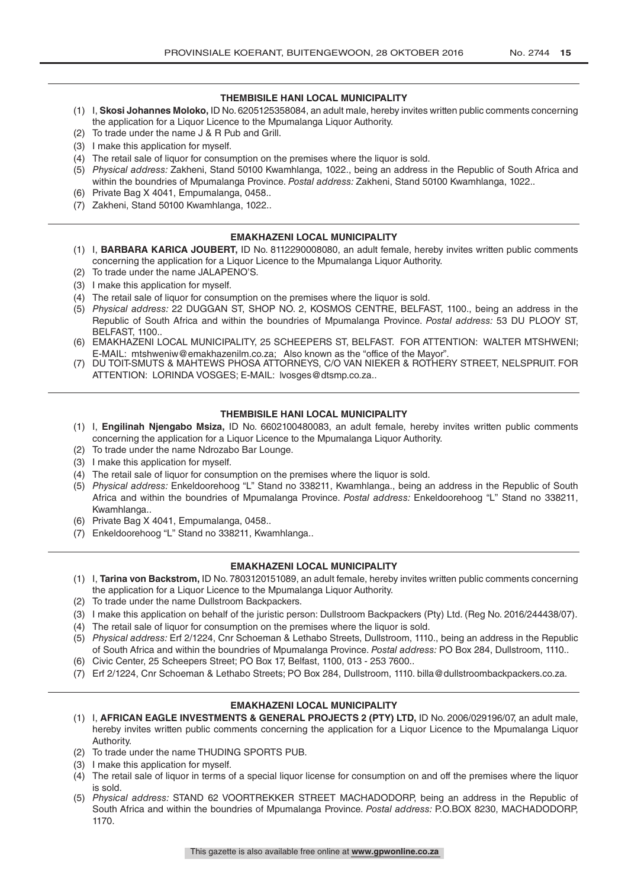### THEMBISILE HANI LOCAL MUNICIPALITY

(1) I, **Skosi Johannes Moloko,** ID No. 6205125358084, an adult male, hereby invites written public comments concerning the application for a Liquor Licence to the Mpumalanga Liquor Authority.
(2) To trade under the name J & R Pub and Grill.
(3) I make this application for myself.
(4) The retail sale of liquor for consumption on the premises where the liquor is sold.
(5) *Physical address:* Zakheni, Stand 50100 Kwamhlanga, 1022., being an address in the Republic of South Africa and within the boundries of Mpumalanga Province. *Postal address:* Zakheni, Stand 50100 Kwamhlanga, 1022..
(6) Private Bag X 4041, Empumalanga, 0458..
(7) Zakheni, Stand 50100 Kwamhlanga, 1022..

### EMAKHAZENI LOCAL MUNICIPALITY

(1) I, **BARBARA KARICA JOUBERT,** ID No. 8112290008080, an adult female, hereby invites written public comments concerning the application for a Liquor Licence to the Mpumalanga Liquor Authority.
(2) To trade under the name JALAPENO'S.
(3) I make this application for myself.
(4) The retail sale of liquor for consumption on the premises where the liquor is sold.
(5) *Physical address:* 22 DUGGAN ST, SHOP NO. 2, KOSMOS CENTRE, BELFAST, 1100., being an address in the Republic of South Africa and within the boundries of Mpumalanga Province. *Postal address:* 53 DU PLOOY ST, BELFAST, 1100..
(6) EMAKHAZENI LOCAL MUNICIPALITY, 25 SCHEEPERS ST, BELFAST. FOR ATTENTION: WALTER MTSHWENI; E-MAIL: mtshweniw@emakhazenilm.co.za; Also known as the "office of the Mayor".
(7) DU TOIT-SMUTS & MAHTEWS PHOSA ATTORNEYS, C/O VAN NIEKER & ROTHERY STREET, NELSPRUIT. FOR ATTENTION: LORINDA VOSGES; E-MAIL: lvosges@dtsmp.co.za..

### THEMBISILE HANI LOCAL MUNICIPALITY

(1) I, **Engilinah Njengabo Msiza,** ID No. 6602100480083, an adult female, hereby invites written public comments concerning the application for a Liquor Licence to the Mpumalanga Liquor Authority.
(2) To trade under the name Ndrozabo Bar Lounge.
(3) I make this application for myself.
(4) The retail sale of liquor for consumption on the premises where the liquor is sold.
(5) *Physical address:* Enkeldoorehoog "L" Stand no 338211, Kwamhlanga., being an address in the Republic of South Africa and within the boundries of Mpumalanga Province. *Postal address:* Enkeldoorehoog "L" Stand no 338211, Kwamhlanga..
(6) Private Bag X 4041, Empumalanga, 0458..
(7) Enkeldoorehoog "L" Stand no 338211, Kwamhlanga..

### EMAKHAZENI LOCAL MUNICIPALITY

(1) I, **Tarina von Backstrom,** ID No. 7803120151089, an adult female, hereby invites written public comments concerning the application for a Liquor Licence to the Mpumalanga Liquor Authority.
(2) To trade under the name Dullstroom Backpackers.
(3) I make this application on behalf of the juristic person: Dullstroom Backpackers (Pty) Ltd. (Reg No. 2016/244438/07).
(4) The retail sale of liquor for consumption on the premises where the liquor is sold.
(5) *Physical address:* Erf 2/1224, Cnr Schoeman & Lethabo Streets, Dullstroom, 1110., being an address in the Republic of South Africa and within the boundries of Mpumalanga Province. *Postal address:* PO Box 284, Dullstroom, 1110..
(6) Civic Center, 25 Scheepers Street; PO Box 17, Belfast, 1100, 013 - 253 7600..
(7) Erf 2/1224, Cnr Schoeman & Lethabo Streets; PO Box 284, Dullstroom, 1110. billa@dullstroombackpackers.co.za.

### EMAKHAZENI LOCAL MUNICIPALITY

(1) I, **AFRICAN EAGLE INVESTMENTS & GENERAL PROJECTS 2 (PTY) LTD,** ID No. 2006/029196/07, an adult male, hereby invites written public comments concerning the application for a Liquor Licence to the Mpumalanga Liquor Authority.
(2) To trade under the name THUDING SPORTS PUB.
(3) I make this application for myself.
(4) The retail sale of liquor in terms of a special liquor license for consumption on and off the premises where the liquor is sold.
(5) *Physical address:* STAND 62 VOORTREKKER STREET MACHADODORP, being an address in the Republic of South Africa and within the boundries of Mpumalanga Province. *Postal address:* P.O.BOX 8230, MACHADODORP, 1170.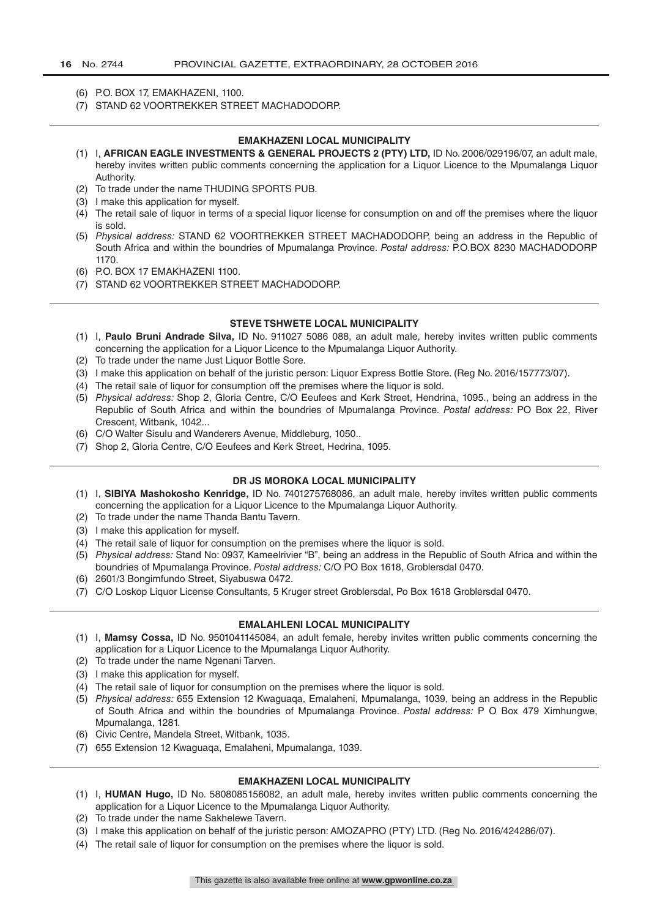(6) P.O. BOX 17, EMAKHAZENI, 1100.
(7) STAND 62 VOORTREKKER STREET MACHADODORP.

---

**EMAKHAZENI LOCAL MUNICIPALITY**

(1) I, **AFRICAN EAGLE INVESTMENTS & GENERAL PROJECTS 2 (PTY) LTD,** ID No. 2006/029196/07, an adult male, hereby invites written public comments concerning the application for a Liquor Licence to the Mpumalanga Liquor Authority.
(2) To trade under the name THUDING SPORTS PUB.
(3) I make this application for myself.
(4) The retail sale of liquor in terms of a special liquor license for consumption on and off the premises where the liquor is sold.
(5) *Physical address:* STAND 62 VOORTREKKER STREET MACHADODORP, being an address in the Republic of South Africa and within the boundries of Mpumalanga Province. *Postal address:* P.O.BOX 8230 MACHADODORP 1170.
(6) P.O. BOX 17 EMAKHAZENI 1100.
(7) STAND 62 VOORTREKKER STREET MACHADODORP.

---

**STEVE TSHWETE LOCAL MUNICIPALITY**

(1) I, **Paulo Bruni Andrade Silva,** ID No. 911027 5086 088, an adult male, hereby invites written public comments concerning the application for a Liquor Licence to the Mpumalanga Liquor Authority.
(2) To trade under the name Just Liquor Bottle Sore.
(3) I make this application on behalf of the juristic person: Liquor Express Bottle Store. (Reg No. 2016/157773/07).
(4) The retail sale of liquor for consumption off the premises where the liquor is sold.
(5) *Physical address:* Shop 2, Gloria Centre, C/O Eeufees and Kerk Street, Hendrina, 1095., being an address in the Republic of South Africa and within the boundries of Mpumalanga Province. *Postal address:* PO Box 22, River Crescent, Witbank, 1042...
(6) C/O Walter Sisulu and Wanderers Avenue, Middleburg, 1050..
(7) Shop 2, Gloria Centre, C/O Eeufees and Kerk Street, Hedrina, 1095.

---

**DR JS MOROKA LOCAL MUNICIPALITY**

(1) I, **SIBIYA Mashokosho Kenridge,** ID No. 7401275768086, an adult male, hereby invites written public comments concerning the application for a Liquor Licence to the Mpumalanga Liquor Authority.
(2) To trade under the name Thanda Bantu Tavern.
(3) I make this application for myself.
(4) The retail sale of liquor for consumption on the premises where the liquor is sold.
(5) *Physical address:* Stand No: 0937, Kameelrivier "B", being an address in the Republic of South Africa and within the boundries of Mpumalanga Province. *Postal address:* C/O PO Box 1618, Groblersdal 0470.
(6) 2601/3 Bongimfundo Street, Siyabuswa 0472.
(7) C/O Loskop Liquor License Consultants, 5 Kruger street Groblersdal, Po Box 1618 Groblersdal 0470.

---

**EMALAHLENI LOCAL MUNICIPALITY**

(1) I, **Mamsy Cossa,** ID No. 9501041145084, an adult female, hereby invites written public comments concerning the application for a Liquor Licence to the Mpumalanga Liquor Authority.
(2) To trade under the name Ngenani Tarven.
(3) I make this application for myself.
(4) The retail sale of liquor for consumption on the premises where the liquor is sold.
(5) *Physical address:* 655 Extension 12 Kwaguaqa, Emalaheni, Mpumalanga, 1039, being an address in the Republic of South Africa and within the boundries of Mpumalanga Province. *Postal address:* P O Box 479 Ximhungwe, Mpumalanga, 1281.
(6) Civic Centre, Mandela Street, Witbank, 1035.
(7) 655 Extension 12 Kwaguaqa, Emalaheni, Mpumalanga, 1039.

---

**EMAKHAZENI LOCAL MUNICIPALITY**

(1) I, **HUMAN Hugo,** ID No. 5808085156082, an adult male, hereby invites written public comments concerning the application for a Liquor Licence to the Mpumalanga Liquor Authority.
(2) To trade under the name Sakhelewe Tavern.
(3) I make this application on behalf of the juristic person: AMOZAPRO (PTY) LTD. (Reg No. 2016/424286/07).
(4) The retail sale of liquor for consumption on the premises where the liquor is sold.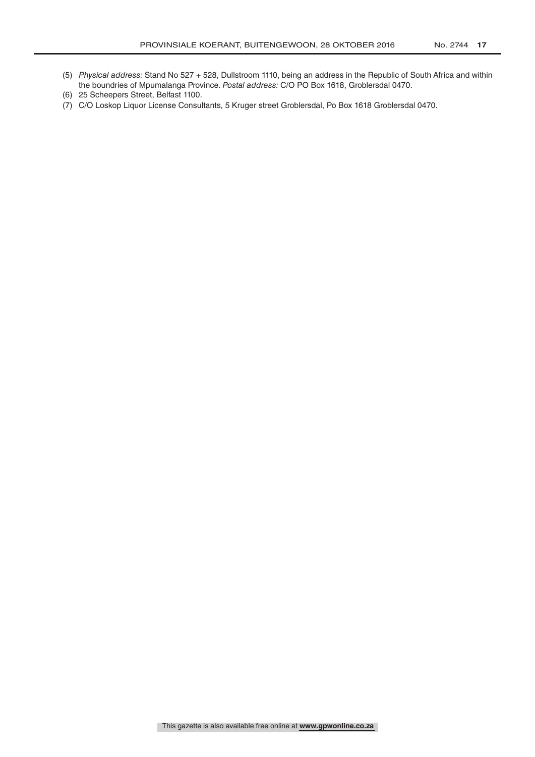(5) *Physical address:* Stand No 527 + 528, Dullstroom 1110, being an address in the Republic of South Africa and within the boundries of Mpumalanga Province. *Postal address:* C/O PO Box 1618, Groblersdal 0470.

(6) 25 Scheepers Street, Belfast 1100.

(7) C/O Loskop Liquor License Consultants, 5 Kruger street Groblersdal, Po Box 1618 Groblersdal 0470.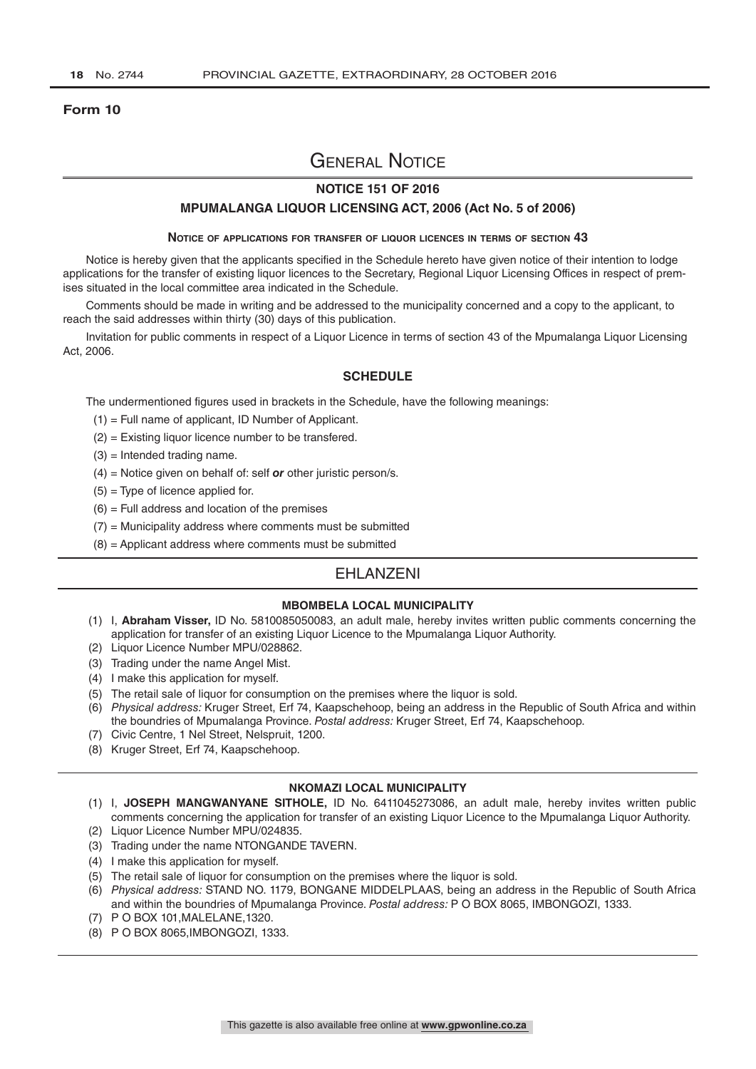**Form 10**

# General Notice

## NOTICE 151 OF 2016

## MPUMALANGA LIQUOR LICENSING ACT, 2006 (Act No. 5 of 2006)

### Notice of applications for transfer of liquor licences in terms of section 43

Notice is hereby given that the applicants specified in the Schedule hereto have given notice of their intention to lodge applications for the transfer of existing liquor licences to the Secretary, Regional Liquor Licensing Offices in respect of premises situated in the local committee area indicated in the Schedule.

Comments should be made in writing and be addressed to the municipality concerned and a copy to the applicant, to reach the said addresses within thirty (30) days of this publication.

Invitation for public comments in respect of a Liquor Licence in terms of section 43 of the Mpumalanga Liquor Licensing Act, 2006.

### SCHEDULE

The undermentioned figures used in brackets in the Schedule, have the following meanings:

(1) = Full name of applicant, ID Number of Applicant.

(2) = Existing liquor licence number to be transfered.

(3) = Intended trading name.

(4) = Notice given on behalf of: self ***or*** other juristic person/s.

(5) = Type of licence applied for.

(6) = Full address and location of the premises

(7) = Municipality address where comments must be submitted

(8) = Applicant address where comments must be submitted

## EHLANZENI

### MBOMBELA LOCAL MUNICIPALITY

(1) I, **Abraham Visser,** ID No. 5810085050083, an adult male, hereby invites written public comments concerning the application for transfer of an existing Liquor Licence to the Mpumalanga Liquor Authority.

(2) Liquor Licence Number MPU/028862.

(3) Trading under the name Angel Mist.

(4) I make this application for myself.

(5) The retail sale of liquor for consumption on the premises where the liquor is sold.

(6) *Physical address:* Kruger Street, Erf 74, Kaapschehoop, being an address in the Republic of South Africa and within the boundries of Mpumalanga Province. *Postal address:* Kruger Street, Erf 74, Kaapschehoop.

(7) Civic Centre, 1 Nel Street, Nelspruit, 1200.

(8) Kruger Street, Erf 74, Kaapschehoop.

### NKOMAZI LOCAL MUNICIPALITY

(1) I, **JOSEPH MANGWANYANE SITHOLE,** ID No. 6411045273086, an adult male, hereby invites written public comments concerning the application for transfer of an existing Liquor Licence to the Mpumalanga Liquor Authority.

(2) Liquor Licence Number MPU/024835.

(3) Trading under the name NTONGANDE TAVERN.

(4) I make this application for myself.

(5) The retail sale of liquor for consumption on the premises where the liquor is sold.

(6) *Physical address:* STAND NO. 1179, BONGANE MIDDELPLAAS, being an address in the Republic of South Africa and within the boundries of Mpumalanga Province. *Postal address:* P O BOX 8065, IMBONGOZI, 1333.

(7) P O BOX 101,MALELANE,1320.

(8) P O BOX 8065,IMBONGOZI, 1333.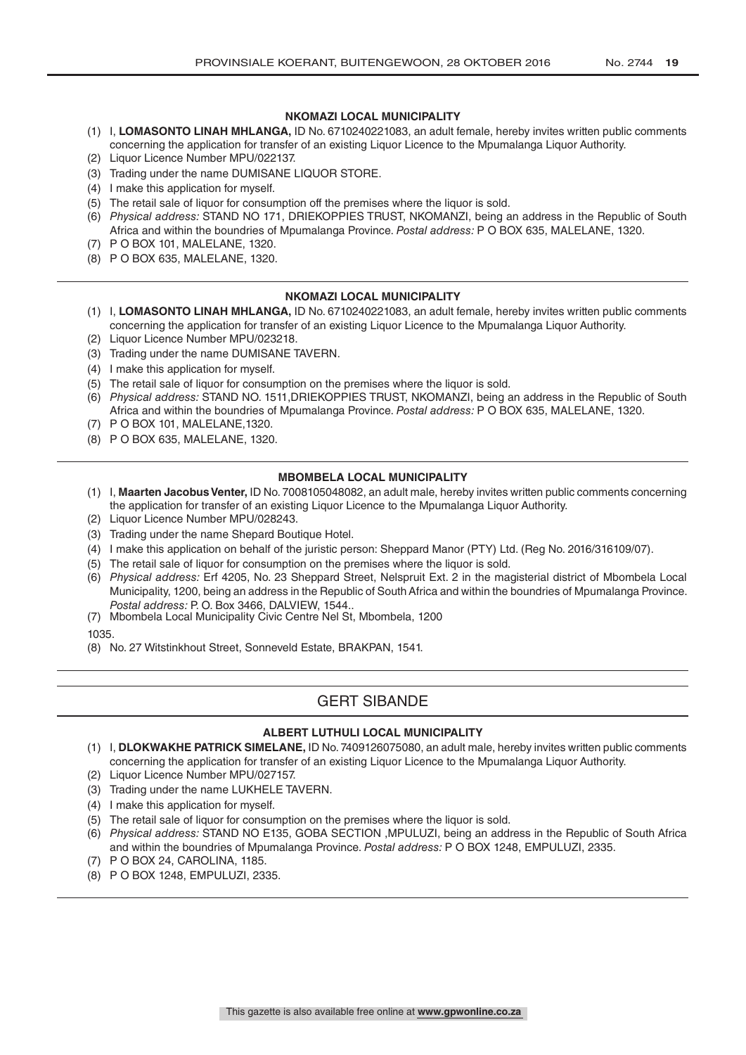### NKOMAZI LOCAL MUNICIPALITY

(1) I, **LOMASONTO LINAH MHLANGA,** ID No. 6710240221083, an adult female, hereby invites written public comments concerning the application for transfer of an existing Liquor Licence to the Mpumalanga Liquor Authority.
(2) Liquor Licence Number MPU/022137.
(3) Trading under the name DUMISANE LIQUOR STORE.
(4) I make this application for myself.
(5) The retail sale of liquor for consumption off the premises where the liquor is sold.
(6) *Physical address:* STAND NO 171, DRIEKOPPIES TRUST, NKOMANZI, being an address in the Republic of South Africa and within the boundries of Mpumalanga Province. *Postal address:* P O BOX 635, MALELANE, 1320.
(7) P O BOX 101, MALELANE, 1320.
(8) P O BOX 635, MALELANE, 1320.

---

### NKOMAZI LOCAL MUNICIPALITY

(1) I, **LOMASONTO LINAH MHLANGA,** ID No. 6710240221083, an adult female, hereby invites written public comments concerning the application for transfer of an existing Liquor Licence to the Mpumalanga Liquor Authority.
(2) Liquor Licence Number MPU/023218.
(3) Trading under the name DUMISANE TAVERN.
(4) I make this application for myself.
(5) The retail sale of liquor for consumption on the premises where the liquor is sold.
(6) *Physical address:* STAND NO. 1511,DRIEKOPPIES TRUST, NKOMANZI, being an address in the Republic of South Africa and within the boundries of Mpumalanga Province. *Postal address:* P O BOX 635, MALELANE, 1320.
(7) P O BOX 101, MALELANE,1320.
(8) P O BOX 635, MALELANE, 1320.

---

### MBOMBELA LOCAL MUNICIPALITY

(1) I, **Maarten Jacobus Venter,** ID No. 7008105048082, an adult male, hereby invites written public comments concerning the application for transfer of an existing Liquor Licence to the Mpumalanga Liquor Authority.
(2) Liquor Licence Number MPU/028243.
(3) Trading under the name Shepard Boutique Hotel.
(4) I make this application on behalf of the juristic person: Sheppard Manor (PTY) Ltd. (Reg No. 2016/316109/07).
(5) The retail sale of liquor for consumption on the premises where the liquor is sold.
(6) *Physical address:* Erf 4205, No. 23 Sheppard Street, Nelspruit Ext. 2 in the magisterial district of Mbombela Local Municipality, 1200, being an address in the Republic of South Africa and within the boundries of Mpumalanga Province. *Postal address:* P. O. Box 3466, DALVIEW, 1544..
(7) Mbombela Local Municipality Civic Centre Nel St, Mbombela, 1200

1035.

(8) No. 27 Witstinkhout Street, Sonneveld Estate, BRAKPAN, 1541.

---

## GERT SIBANDE

### ALBERT LUTHULI LOCAL MUNICIPALITY

(1) I, **DLOKWAKHE PATRICK SIMELANE,** ID No. 7409126075080, an adult male, hereby invites written public comments concerning the application for transfer of an existing Liquor Licence to the Mpumalanga Liquor Authority.
(2) Liquor Licence Number MPU/027157.
(3) Trading under the name LUKHELE TAVERN.
(4) I make this application for myself.
(5) The retail sale of liquor for consumption on the premises where the liquor is sold.
(6) *Physical address:* STAND NO E135, GOBA SECTION ,MPULUZI, being an address in the Republic of South Africa and within the boundries of Mpumalanga Province. *Postal address:* P O BOX 1248, EMPULUZI, 2335.
(7) P O BOX 24, CAROLINA, 1185.
(8) P O BOX 1248, EMPULUZI, 2335.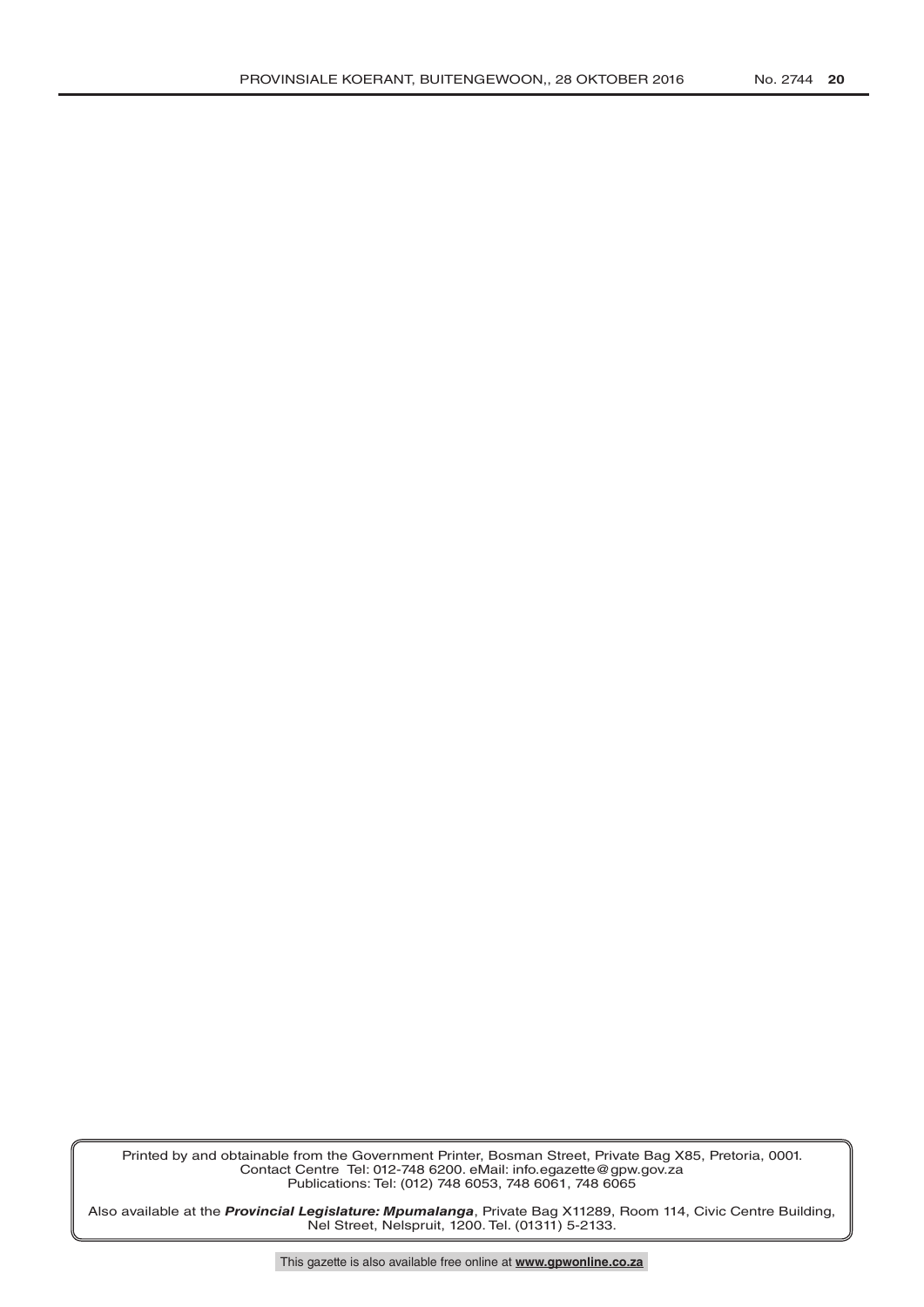Printed by and obtainable from the Government Printer, Bosman Street, Private Bag X85, Pretoria, 0001.
Contact Centre Tel: 012-748 6200. eMail: info.egazette@gpw.gov.za
Publications: Tel: (012) 748 6053, 748 6061, 748 6065

Also available at the ***Provincial Legislature: Mpumalanga***, Private Bag X11289, Room 114, Civic Centre Building, Nel Street, Nelspruit, 1200. Tel. (01311) 5-2133.

This gazette is also available free online at **www.gpwonline.co.za**